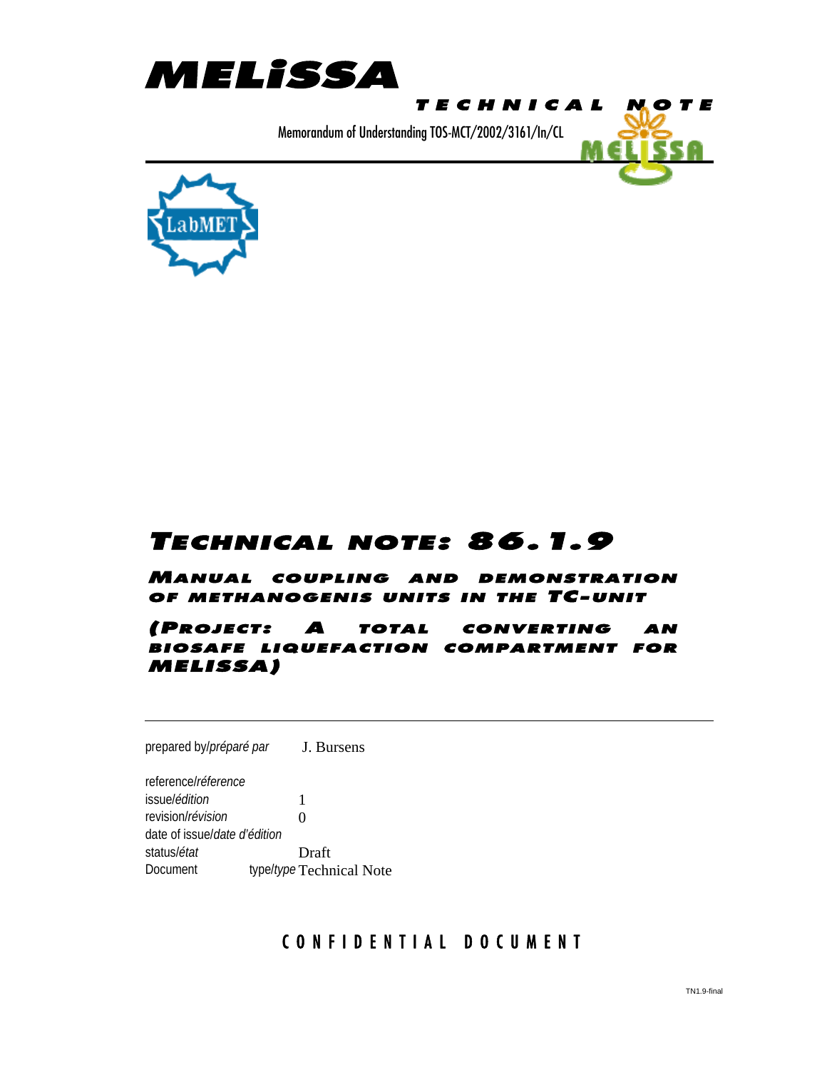# MELiSSA

**TECHNICAL NOTE**

Memorandum of Understanding TOS-MCT/2002/3161/In/CL

# TECHNICAL NOTE: 86.1.9

## MANUAL COUPLING AND DEMONSTRATION OF METHANOGENIS UNITS IN THE TC-UNIT

## (PROJECT: A TOTAL CONVERTING AN BIOSAFE LIQUEFACTION COMPARTMENT FOR MELISSA)

---

prepared by/*préparé par* J. Bursens

reference/*réference*
issue/*édition* 1
revision/*révision* 0
date of issue/*date d'édition*
status/*état* Draft
Document type/*type* Technical Note

**CONFIDENTIAL DOCUMENT**

TN1.9-final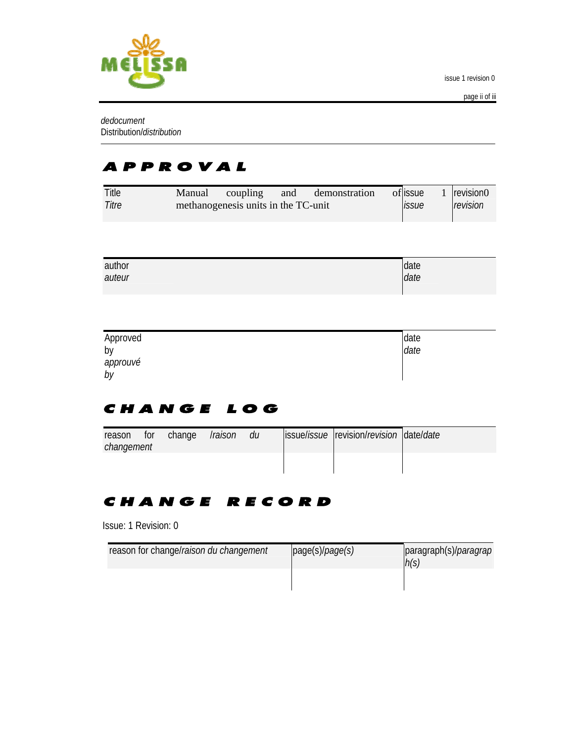*dedocument*
Distribution/*distribution*

# APPROVAL

| Title *Titre* | Manual coupling and demonstration of methanogenesis units in the TC-unit | issue 1 *issue* | revision0 *revision* |
|---|---|---|---|

| author *auteur* | date *date* |
|---|---|
| | |

| Approved by *approuvé by* | date *date* |
|---|---|
| | |

# CHANGE LOG

| reason for change /*raison du changement* | issue/*issue* | revision/*revision* | date/*date* |
|---|---|---|---|
| | | | |

# CHANGE RECORD

Issue: 1 Revision: 0

| reason for change/*raison du changement* | page(s)/*page(s)* | paragraph(s)/*paragraph(s)* |
|---|---|---|
| | | |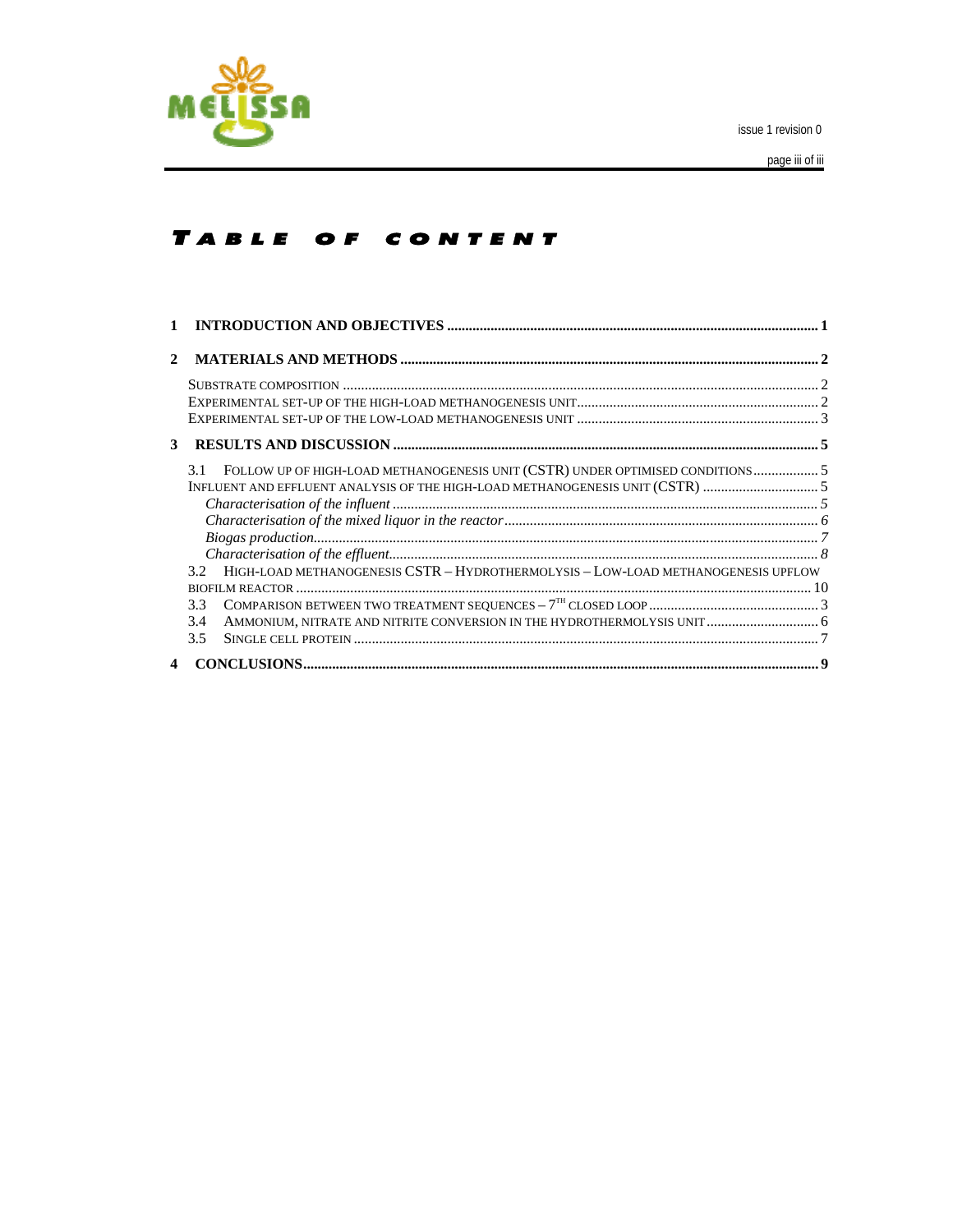# Table of content

1 **INTRODUCTION AND OBJECTIVES** ........................................................................................................ 1

2 **MATERIALS AND METHODS** .................................................................................................................. 2

SUBSTRATE COMPOSITION ........................................................................................................................ 2
EXPERIMENTAL SET-UP OF THE HIGH-LOAD METHANOGENESIS UNIT......................................................... 2
EXPERIMENTAL SET-UP OF THE LOW-LOAD METHANOGENESIS UNIT ......................................................... 3

3 **RESULTS AND DISCUSSION** ................................................................................................................... 5

3.1 FOLLOW UP OF HIGH-LOAD METHANOGENESIS UNIT (CSTR) UNDER OPTIMISED CONDITIONS.................. 5
INFLUENT AND EFFLUENT ANALYSIS OF THE HIGH-LOAD METHANOGENESIS UNIT (CSTR) ................................ 5
*Characterisation of the influent* ..................................................................................................... 5
*Characterisation of the mixed liquor in the reactor*....................................................................... 6
*Biogas production*.......................................................................................................................... 7
*Characterisation of the effluent*..................................................................................................... 8
3.2 HIGH-LOAD METHANOGENESIS CSTR – HYDROTHERMOLYSIS – LOW-LOAD METHANOGENESIS UPFLOW BIOFILM REACTOR ........................................................................................................................... 10
3.3 COMPARISON BETWEEN TWO TREATMENT SEQUENCES – 7TH CLOSED LOOP ............................................... 3
3.4 AMMONIUM, NITRATE AND NITRITE CONVERSION IN THE HYDROTHERMOLYSIS UNIT ............................... 6
3.5 SINGLE CELL PROTEIN ................................................................................................................ 7

4 **CONCLUSIONS**.............................................................................................................................. 9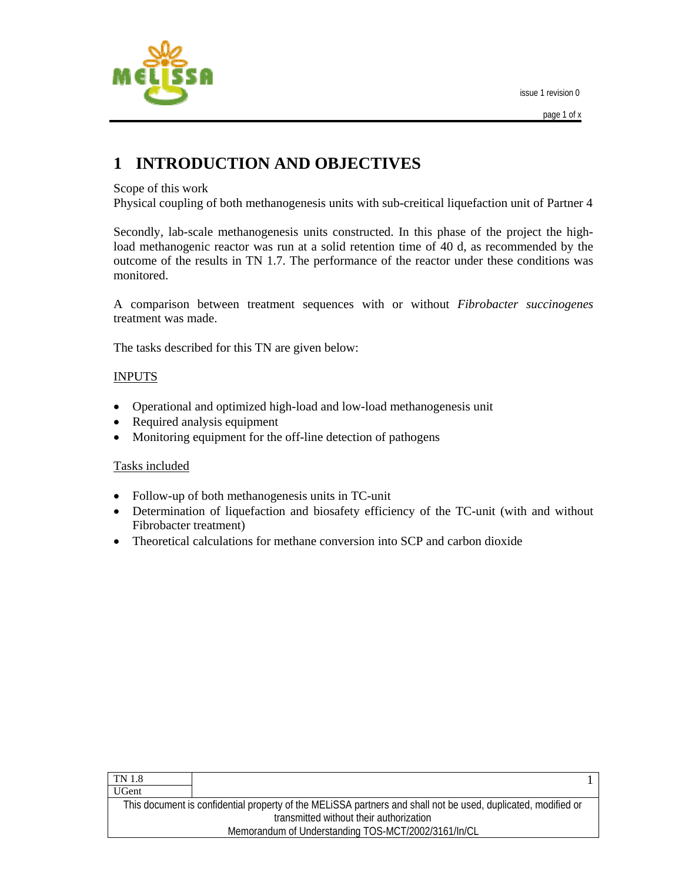# 1 INTRODUCTION AND OBJECTIVES

Scope of this work
Physical coupling of both methanogenesis units with sub-creitical liquefaction unit of Partner 4

Secondly, lab-scale methanogenesis units constructed. In this phase of the project the high-load methanogenic reactor was run at a solid retention time of 40 d, as recommended by the outcome of the results in TN 1.7. The performance of the reactor under these conditions was monitored.

A comparison between treatment sequences with or without *Fibrobacter succinogenes* treatment was made.

The tasks described for this TN are given below:

<u>INPUTS</u>

- Operational and optimized high-load and low-load methanogenesis unit
- Required analysis equipment
- Monitoring equipment for the off-line detection of pathogens

<u>Tasks included</u>

- Follow-up of both methanogenesis units in TC-unit
- Determination of liquefaction and biosafety efficiency of the TC-unit (with and without Fibrobacter treatment)
- Theoretical calculations for methane conversion into SCP and carbon dioxide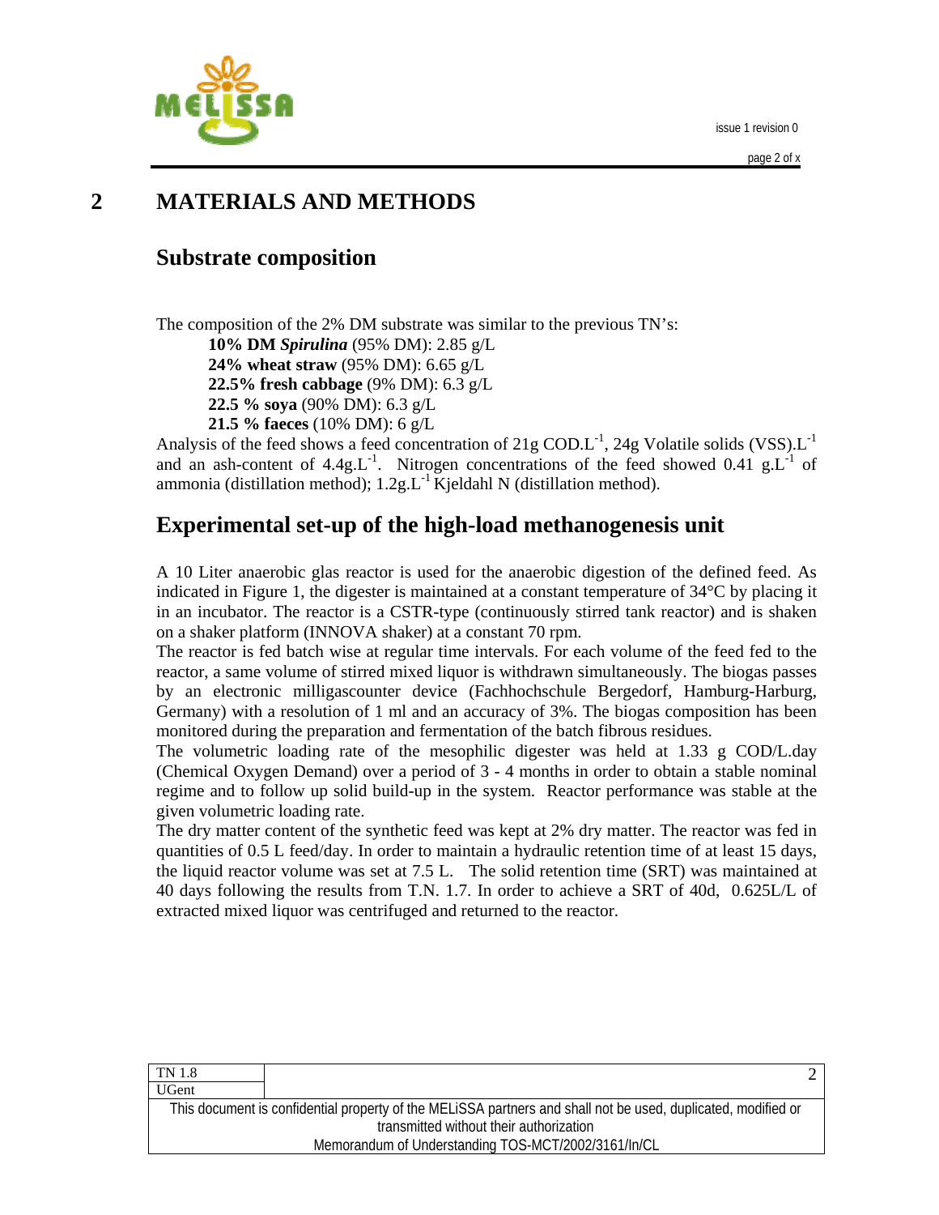# 2 MATERIALS AND METHODS

## Substrate composition

The composition of the 2% DM substrate was similar to the previous TN's:

- **10% DM *Spirulina*** (95% DM): 2.85 g/L
- **24% wheat straw** (95% DM): 6.65 g/L
- **22.5% fresh cabbage** (9% DM): 6.3 g/L
- **22.5 % soya** (90% DM): 6.3 g/L
- **21.5 % faeces** (10% DM): 6 g/L

Analysis of the feed shows a feed concentration of 21g $COD.L^{-1}$, 24g Volatile solids $(VSS).L^{-1}$ and an ash-content of $4.4g.L^{-1}$. Nitrogen concentrations of the feed showed 0.41 $g.L^{-1}$ of ammonia (distillation method); $1.2g.L^{-1}$ Kjeldahl N (distillation method).

## Experimental set-up of the high-load methanogenesis unit

A 10 Liter anaerobic glas reactor is used for the anaerobic digestion of the defined feed. As indicated in Figure 1, the digester is maintained at a constant temperature of 34°C by placing it in an incubator. The reactor is a CSTR-type (continuously stirred tank reactor) and is shaken on a shaker platform (INNOVA shaker) at a constant 70 rpm.

The reactor is fed batch wise at regular time intervals. For each volume of the feed fed to the reactor, a same volume of stirred mixed liquor is withdrawn simultaneously. The biogas passes by an electronic milligascounter device (Fachhochschule Bergedorf, Hamburg-Harburg, Germany) with a resolution of 1 ml and an accuracy of 3%. The biogas composition has been monitored during the preparation and fermentation of the batch fibrous residues.

The volumetric loading rate of the mesophilic digester was held at 1.33 g COD/L.day (Chemical Oxygen Demand) over a period of 3 - 4 months in order to obtain a stable nominal regime and to follow up solid build-up in the system. Reactor performance was stable at the given volumetric loading rate.

The dry matter content of the synthetic feed was kept at 2% dry matter. The reactor was fed in quantities of 0.5 L feed/day. In order to maintain a hydraulic retention time of at least 15 days, the liquid reactor volume was set at 7.5 L. The solid retention time (SRT) was maintained at 40 days following the results from T.N. 1.7. In order to achieve a SRT of 40d, 0.625L/L of extracted mixed liquor was centrifuged and returned to the reactor.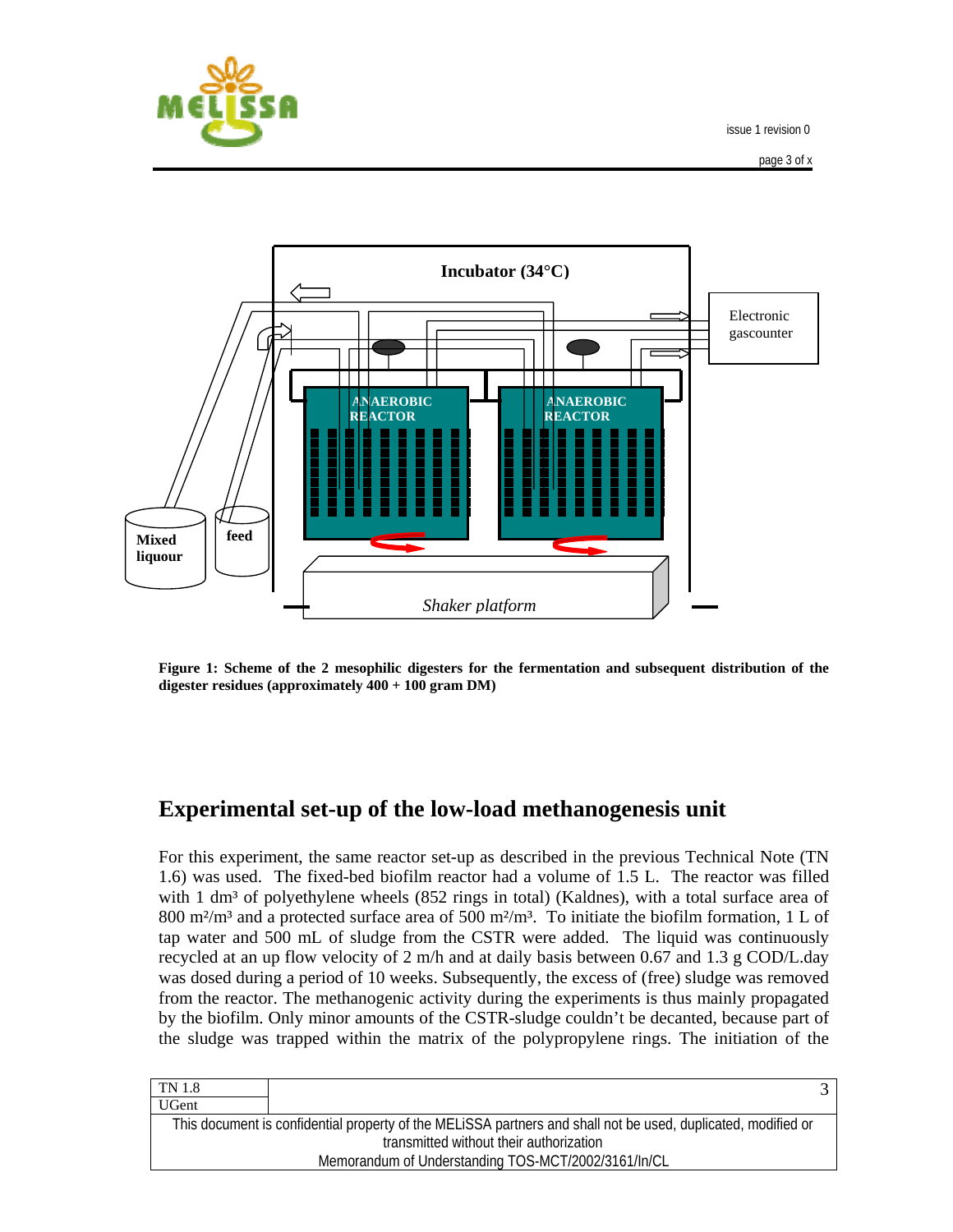**Figure 1: Scheme of the 2 mesophilic digesters for the fermentation and subsequent distribution of the digester residues (approximately 400 + 100 gram DM)**

## Experimental set-up of the low-load methanogenesis unit

For this experiment, the same reactor set-up as described in the previous Technical Note (TN 1.6) was used. The fixed-bed biofilm reactor had a volume of 1.5 L. The reactor was filled with 1 dm³ of polyethylene wheels (852 rings in total) (Kaldnes), with a total surface area of 800 m²/m³ and a protected surface area of 500 m²/m³. To initiate the biofilm formation, 1 L of tap water and 500 mL of sludge from the CSTR were added. The liquid was continuously recycled at an up flow velocity of 2 m/h and at daily basis between 0.67 and 1.3 g COD/L.day was dosed during a period of 10 weeks. Subsequently, the excess of (free) sludge was removed from the reactor. The methanogenic activity during the experiments is thus mainly propagated by the biofilm. Only minor amounts of the CSTR-sludge couldn't be decanted, because part of the sludge was trapped within the matrix of the polypropylene rings. The initiation of the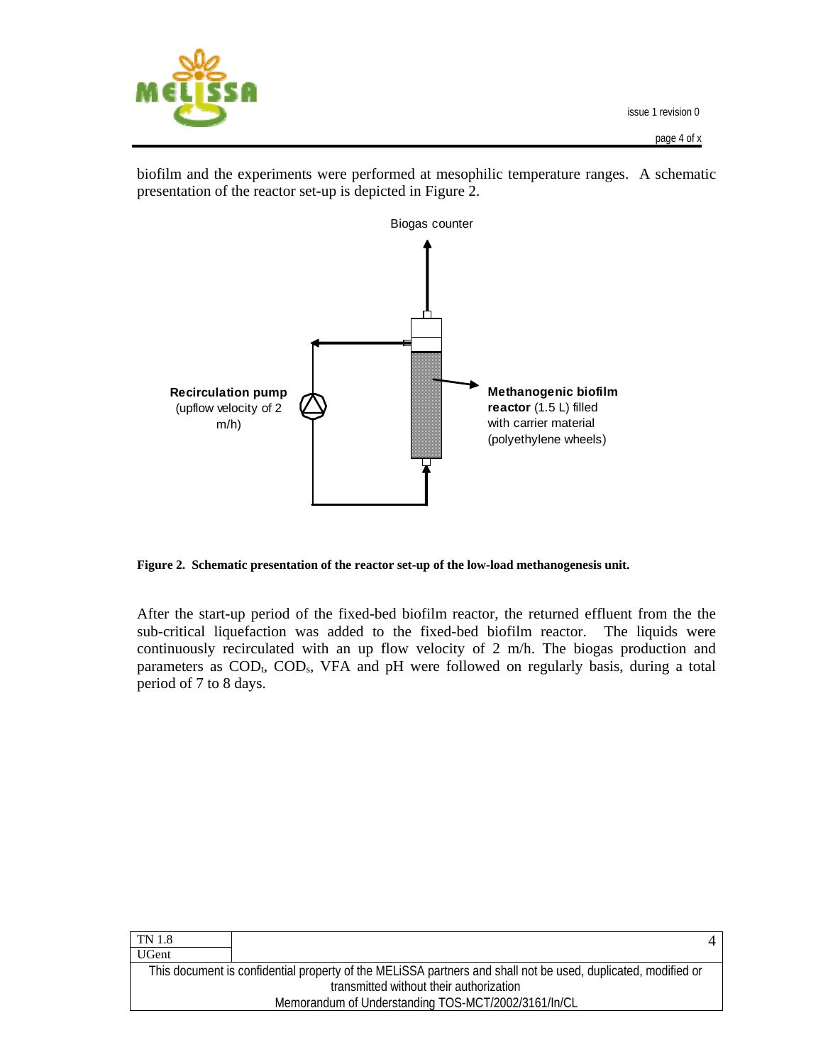biofilm and the experiments were performed at mesophilic temperature ranges. A schematic presentation of the reactor set-up is depicted in Figure 2.

Biogas counter

**Recirculation pump** (upflow velocity of 2 m/h)

**Methanogenic biofilm reactor** (1.5 L) filled with carrier material (polyethylene wheels)

**Figure 2. Schematic presentation of the reactor set-up of the low-load methanogenesis unit.**

After the start-up period of the fixed-bed biofilm reactor, the returned effluent from the the sub-critical liquefaction was added to the fixed-bed biofilm reactor. The liquids were continuously recirculated with an up flow velocity of 2 m/h. The biogas production and parameters as $COD_t$, $COD_s$, VFA and pH were followed on regularly basis, during a total period of 7 to 8 days.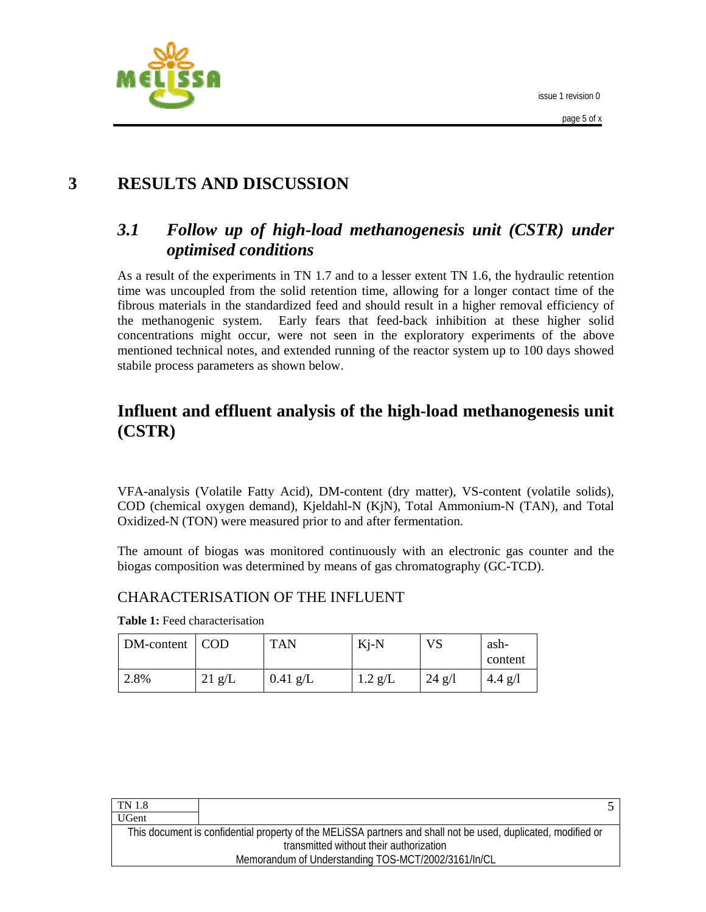# 3 RESULTS AND DISCUSSION

## *3.1 Follow up of high-load methanogenesis unit (CSTR) under optimised conditions*

As a result of the experiments in TN 1.7 and to a lesser extent TN 1.6, the hydraulic retention time was uncoupled from the solid retention time, allowing for a longer contact time of the fibrous materials in the standardized feed and should result in a higher removal efficiency of the methanogenic system. Early fears that feed-back inhibition at these higher solid concentrations might occur, were not seen in the exploratory experiments of the above mentioned technical notes, and extended running of the reactor system up to 100 days showed stabile process parameters as shown below.

## Influent and effluent analysis of the high-load methanogenesis unit (CSTR)

VFA-analysis (Volatile Fatty Acid), DM-content (dry matter), VS-content (volatile solids), COD (chemical oxygen demand), Kjeldahl-N (KjN), Total Ammonium-N (TAN), and Total Oxidized-N (TON) were measured prior to and after fermentation.

The amount of biogas was monitored continuously with an electronic gas counter and the biogas composition was determined by means of gas chromatography (GC-TCD).

### CHARACTERISATION OF THE INFLUENT

**Table 1:** Feed characterisation

| DM-content | COD | TAN | Kj-N | VS | ash-content |
|---|---|---|---|---|---|
| 2.8% | 21 g/L | 0.41 g/L | 1.2 g/L | 24 g/l | 4.4 g/l |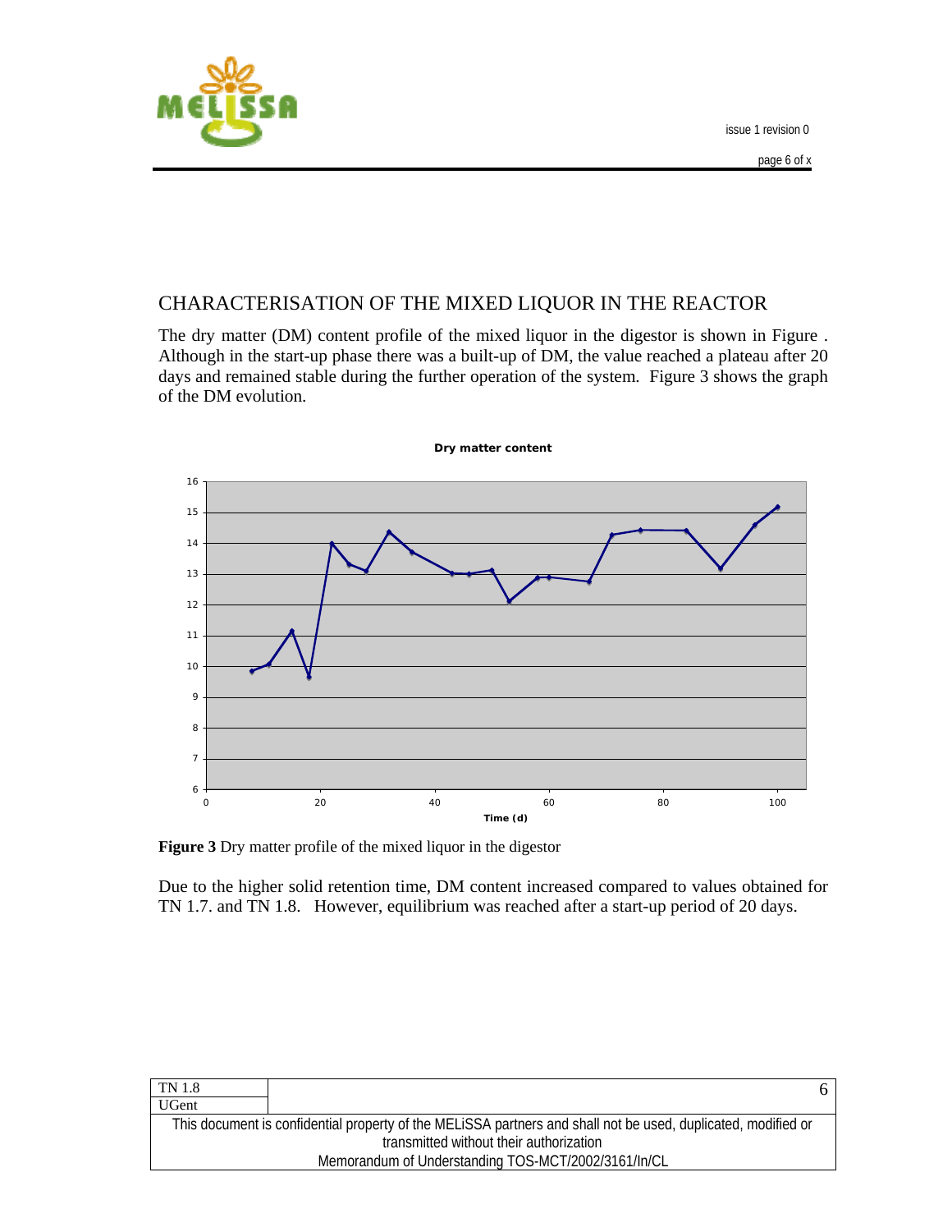## CHARACTERISATION OF THE MIXED LIQUOR IN THE REACTOR

The dry matter (DM) content profile of the mixed liquor in the digestor is shown in Figure . Although in the start-up phase there was a built-up of DM, the value reached a plateau after 20 days and remained stable during the further operation of the system. Figure 3 shows the graph of the DM evolution.

**Figure 3** Dry matter profile of the mixed liquor in the digestor

Due to the higher solid retention time, DM content increased compared to values obtained for TN 1.7. and TN 1.8. However, equilibrium was reached after a start-up period of 20 days.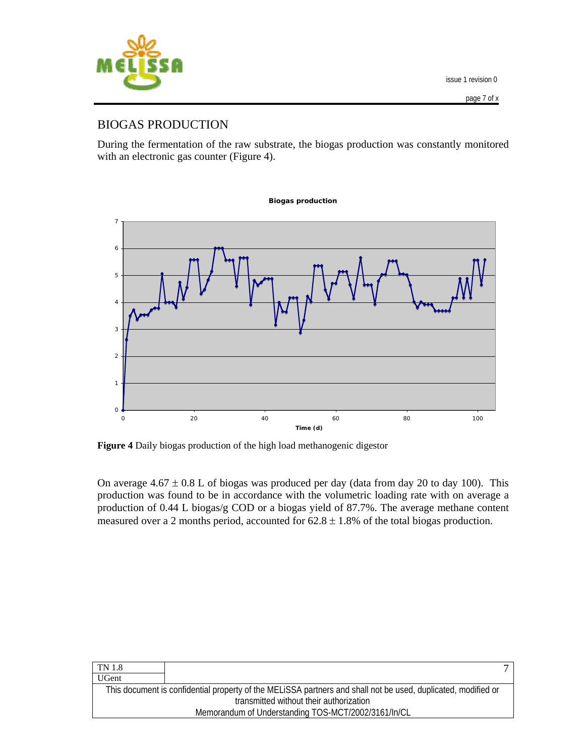## BIOGAS PRODUCTION

During the fermentation of the raw substrate, the biogas production was constantly monitored with an electronic gas counter (Figure 4).

**Figure 4** Daily biogas production of the high load methanogenic digestor

On average $4.67 \pm 0.8$ L of biogas was produced per day (data from day 20 to day 100). This production was found to be in accordance with the volumetric loading rate with on average a production of 0.44 L biogas/g COD or a biogas yield of 87.7%. The average methane content measured over a 2 months period, accounted for $62.8 \pm 1.8\%$ of the total biogas production.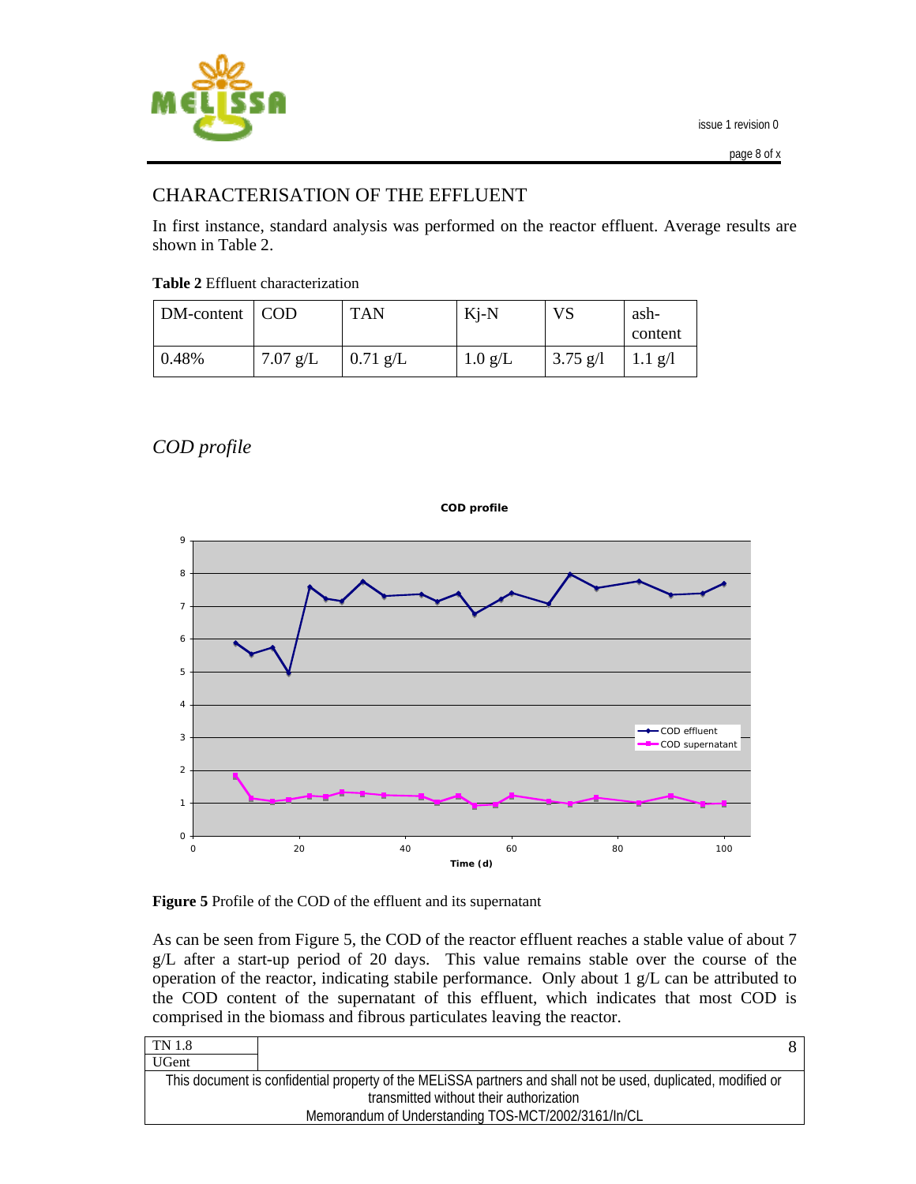## CHARACTERISATION OF THE EFFLUENT

In first instance, standard analysis was performed on the reactor effluent. Average results are shown in Table 2.

**Table 2** Effluent characterization

| DM-content | COD | TAN | Kj-N | VS | ash-content |
|---|---|---|---|---|---|
| 0.48% | 7.07 g/L | 0.71 g/L | 1.0 g/L | 3.75 g/l | 1.1 g/l |

### *COD profile*

**Figure 5** Profile of the COD of the effluent and its supernatant

As can be seen from Figure 5, the COD of the reactor effluent reaches a stable value of about 7 g/L after a start-up period of 20 days. This value remains stable over the course of the operation of the reactor, indicating stabile performance. Only about 1 g/L can be attributed to the COD content of the supernatant of this effluent, which indicates that most COD is comprised in the biomass and fibrous particulates leaving the reactor.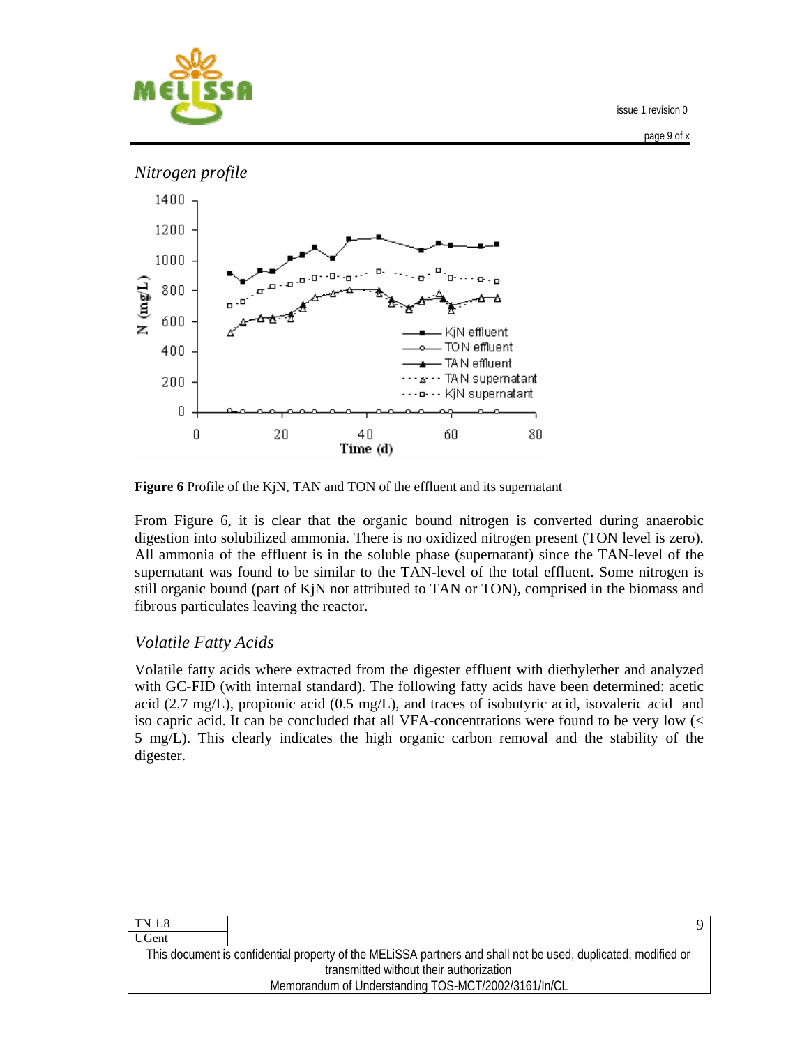## *Nitrogen profile*

**Figure 6** Profile of the KjN, TAN and TON of the effluent and its supernatant

From Figure 6, it is clear that the organic bound nitrogen is converted during anaerobic digestion into solubilized ammonia. There is no oxidized nitrogen present (TON level is zero). All ammonia of the effluent is in the soluble phase (supernatant) since the TAN-level of the supernatant was found to be similar to the TAN-level of the total effluent. Some nitrogen is still organic bound (part of KjN not attributed to TAN or TON), comprised in the biomass and fibrous particulates leaving the reactor.

## *Volatile Fatty Acids*

Volatile fatty acids where extracted from the digester effluent with diethylether and analyzed with GC-FID (with internal standard). The following fatty acids have been determined: acetic acid (2.7 mg/L), propionic acid (0.5 mg/L), and traces of isobutyric acid, isovaleric acid and iso capric acid. It can be concluded that all VFA-concentrations were found to be very low (< 5 mg/L). This clearly indicates the high organic carbon removal and the stability of the digester.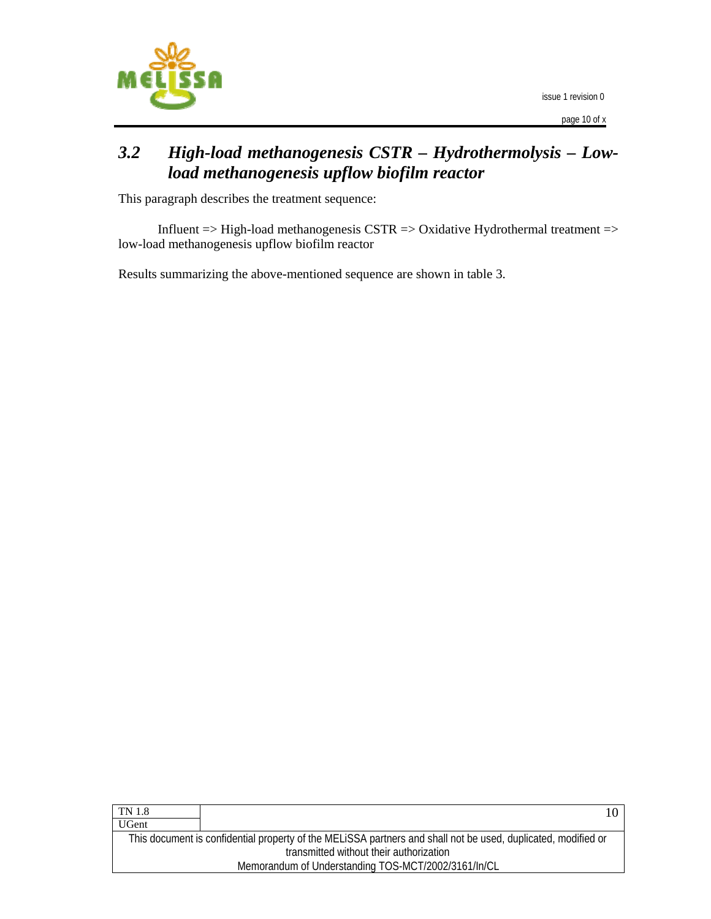## *3.2 High-load methanogenesis CSTR – Hydrothermolysis – Low-load methanogenesis upflow biofilm reactor*

This paragraph describes the treatment sequence:

Influent => High-load methanogenesis CSTR => Oxidative Hydrothermal treatment => low-load methanogenesis upflow biofilm reactor

Results summarizing the above-mentioned sequence are shown in table 3.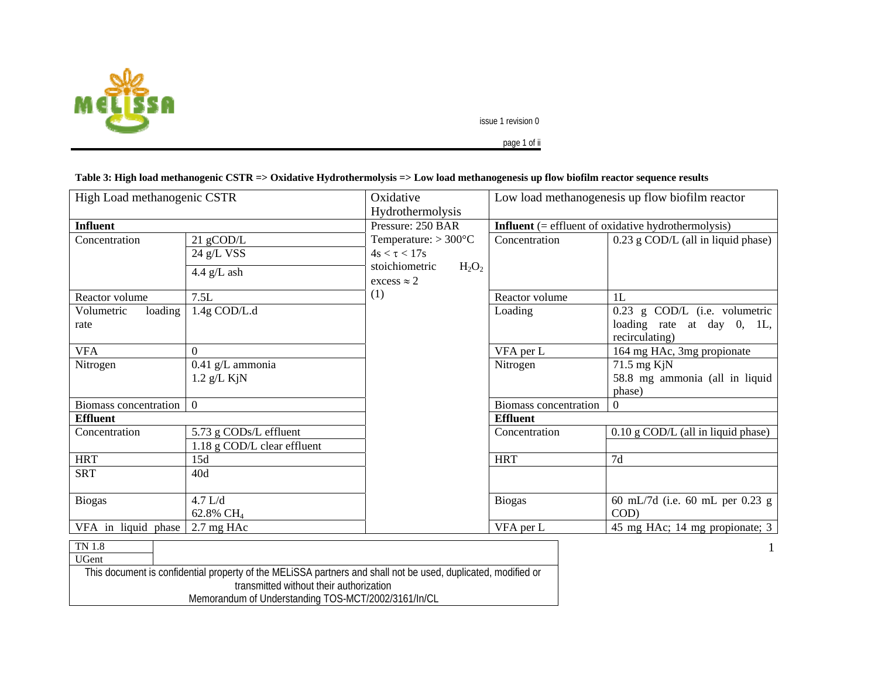**Table 3: High load methanogenic CSTR => Oxidative Hydrothermolysis => Low load methanogenesis up flow biofilm reactor sequence results**

| High Load methanogenic CSTR | | Oxidative Hydrothermolysis | Low load methanogenesis up flow biofilm reactor | |
|---|---|---|---|---|
| **Influent** | | Pressure: 250 BAR | **Influent** (= effluent of oxidative hydrothermolysis) | |
| Concentration | 21 gCOD/L<br>24 g/L VSS<br>4.4 g/L ash | Temperature: > 300°C<br>4s < τ < 17s<br>stoichiometric $H_2O_2$ excess ≈ 2<br>(1) | Concentration | 0.23 g COD/L (all in liquid phase) |
| Reactor volume | 7.5L | | Reactor volume | 1L |
| Volumetric loading rate | 1.4g COD/L.d | | Loading | 0.23 g COD/L (i.e. volumetric loading rate at day 0, 1L, recirculating) |
| VFA | 0 | | VFA per L | 164 mg HAc, 3mg propionate |
| Nitrogen | 0.41 g/L ammonia<br>1.2 g/L KjN | | Nitrogen | 71.5 mg KjN<br>58.8 mg ammonia (all in liquid phase) |
| Biomass concentration | 0 | | Biomass concentration | 0 |
| **Effluent** | | | **Effluent** | |
| Concentration | 5.73 g CODs/L effluent<br>1.18 g COD/L clear effluent | | Concentration | 0.10 g COD/L (all in liquid phase) |
| HRT | 15d | | HRT | 7d |
| SRT | 40d | | | |
| Biogas | 4.7 L/d<br>62.8% $CH_4$ | | Biogas | 60 mL/7d (i.e. 60 mL per 0.23 g COD) |
| VFA in liquid phase | 2.7 mg HAc | | VFA per L | 45 mg HAc; 14 mg propionate; 3 |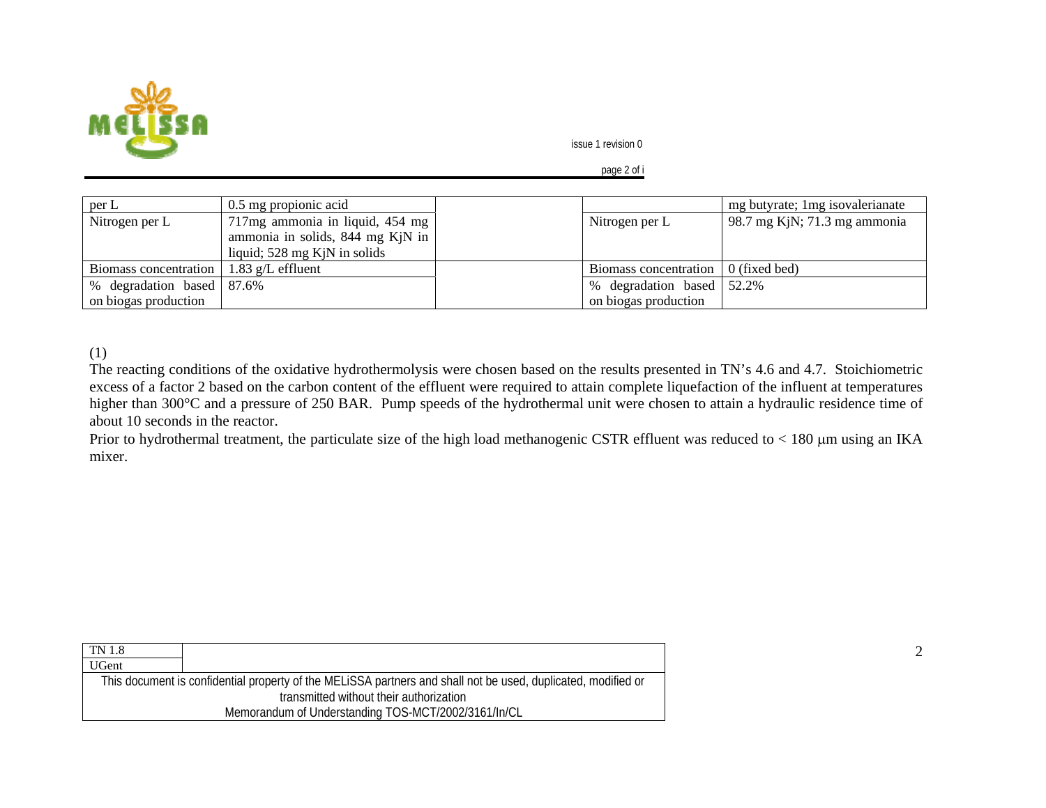| per L | 0.5 mg propionic acid | | | mg butyrate; 1mg isovalerianate |
|---|---|---|---|---|
| Nitrogen per L | 717mg ammonia in liquid, 454 mg ammonia in solids, 844 mg KjN in liquid; 528 mg KjN in solids | | Nitrogen per L | 98.7 mg KjN; 71.3 mg ammonia |
| Biomass concentration | 1.83 g/L effluent | | Biomass concentration | 0 (fixed bed) |
| % degradation based on biogas production | 87.6% | | % degradation based on biogas production | 52.2% |

(1)

The reacting conditions of the oxidative hydrothermolysis were chosen based on the results presented in TN's 4.6 and 4.7. Stoichiometric excess of a factor 2 based on the carbon content of the effluent were required to attain complete liquefaction of the influent at temperatures higher than 300°C and a pressure of 250 BAR. Pump speeds of the hydrothermal unit were chosen to attain a hydraulic residence time of about 10 seconds in the reactor.

Prior to hydrothermal treatment, the particulate size of the high load methanogenic CSTR effluent was reduced to < 180 µm using an IKA mixer.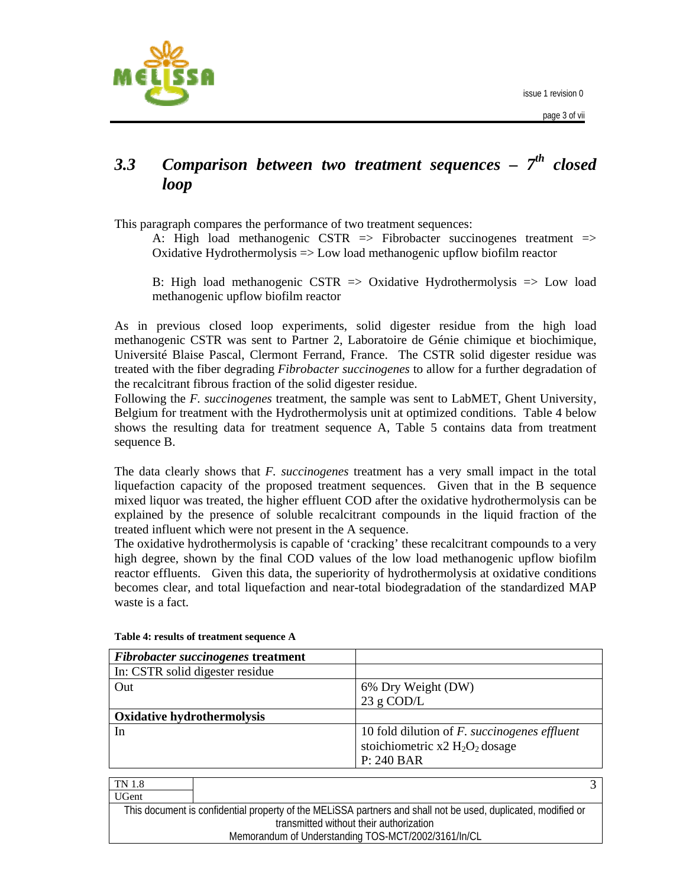## 3.3 *Comparison between two treatment sequences – 7th closed loop*

This paragraph compares the performance of two treatment sequences:

A: High load methanogenic CSTR => Fibrobacter succinogenes treatment => Oxidative Hydrothermolysis => Low load methanogenic upflow biofilm reactor

B: High load methanogenic CSTR => Oxidative Hydrothermolysis => Low load methanogenic upflow biofilm reactor

As in previous closed loop experiments, solid digester residue from the high load methanogenic CSTR was sent to Partner 2, Laboratoire de Génie chimique et biochimique, Université Blaise Pascal, Clermont Ferrand, France. The CSTR solid digester residue was treated with the fiber degrading *Fibrobacter succinogenes* to allow for a further degradation of the recalcitrant fibrous fraction of the solid digester residue.
Following the *F. succinogenes* treatment, the sample was sent to LabMET, Ghent University, Belgium for treatment with the Hydrothermolysis unit at optimized conditions. Table 4 below shows the resulting data for treatment sequence A, Table 5 contains data from treatment sequence B.

The data clearly shows that *F. succinogenes* treatment has a very small impact in the total liquefaction capacity of the proposed treatment sequences. Given that in the B sequence mixed liquor was treated, the higher effluent COD after the oxidative hydrothermolysis can be explained by the presence of soluble recalcitrant compounds in the liquid fraction of the treated influent which were not present in the A sequence.
The oxidative hydrothermolysis is capable of 'cracking' these recalcitrant compounds to a very high degree, shown by the final COD values of the low load methanogenic upflow biofilm reactor effluents. Given this data, the superiority of hydrothermolysis at oxidative conditions becomes clear, and total liquefaction and near-total biodegradation of the standardized MAP waste is a fact.

**Table 4: results of treatment sequence A**

| ***Fibrobacter succinogenes* treatment** | |
|---|---|
| In: CSTR solid digester residue | |
| Out | 6% Dry Weight (DW)<br>23 g COD/L |
| **Oxidative hydrothermolysis** | |
| In | 10 fold dilution of *F. succinogenes effluent*<br>stoichiometric x2 $H_2O_2$ dosage<br>P: 240 BAR |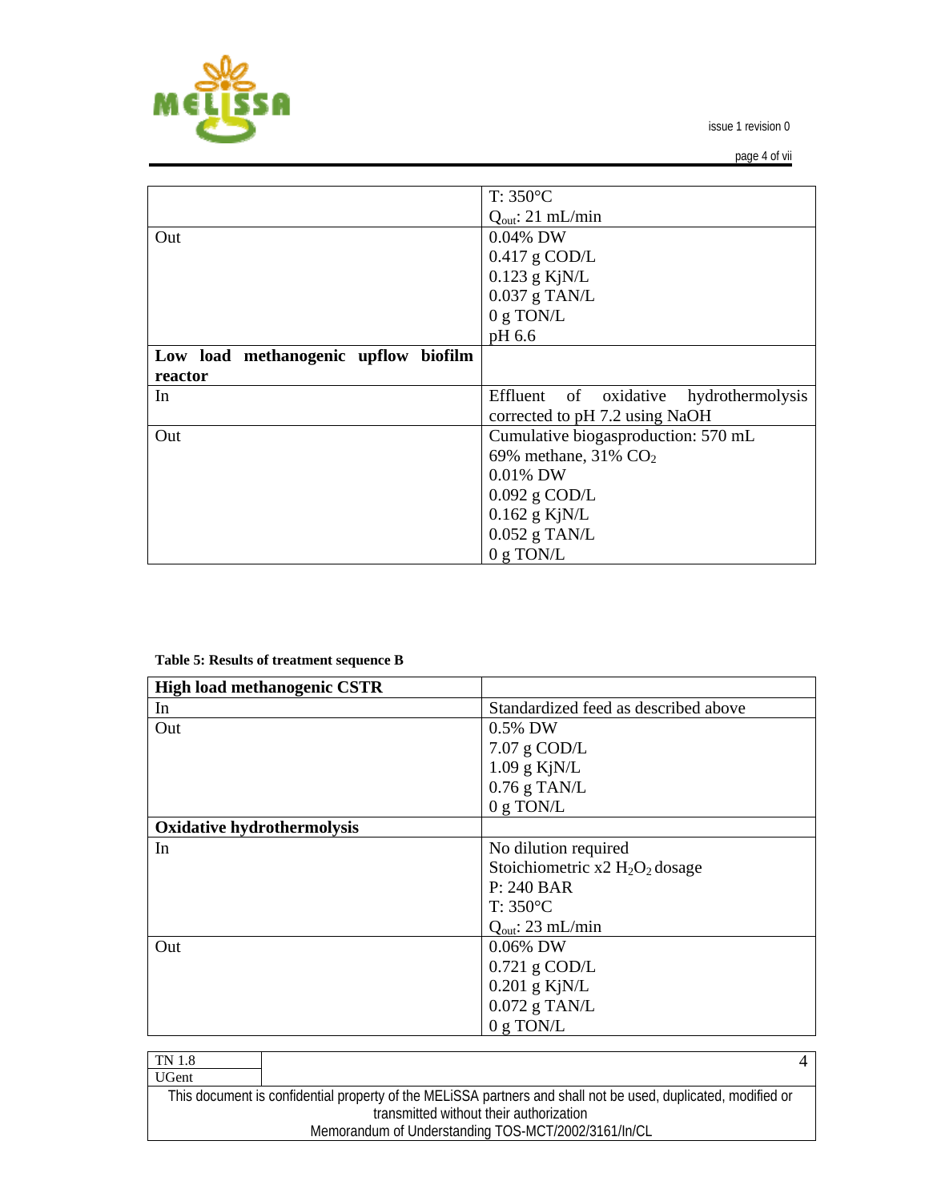| | |
|---|---|
| | T: 350°C<br>$Q_{out}$: 21 mL/min |
| Out | 0.04% DW<br>0.417 g COD/L<br>0.123 g KjN/L<br>0.037 g TAN/L<br>0 g TON/L<br>pH 6.6 |
| **Low load methanogenic upflow biofilm reactor** | |
| In | Effluent of oxidative hydrothermolysis corrected to pH 7.2 using NaOH |
| Out | Cumulative biogasproduction: 570 mL<br>69% methane, 31% $CO_2$<br>0.01% DW<br>0.092 g COD/L<br>0.162 g KjN/L<br>0.052 g TAN/L<br>0 g TON/L |

**Table 5: Results of treatment sequence B**

| **High load methanogenic CSTR** | |
|---|---|
| In | Standardized feed as described above |
| Out | 0.5% DW<br>7.07 g COD/L<br>1.09 g KjN/L<br>0.76 g TAN/L<br>0 g TON/L |
| **Oxidative hydrothermolysis** | |
| In | No dilution required<br>Stoichiometric x2 $H_2O_2$ dosage<br>P: 240 BAR<br>T: 350°C<br>$Q_{out}$: 23 mL/min |
| Out | 0.06% DW<br>0.721 g COD/L<br>0.201 g KjN/L<br>0.072 g TAN/L<br>0 g TON/L |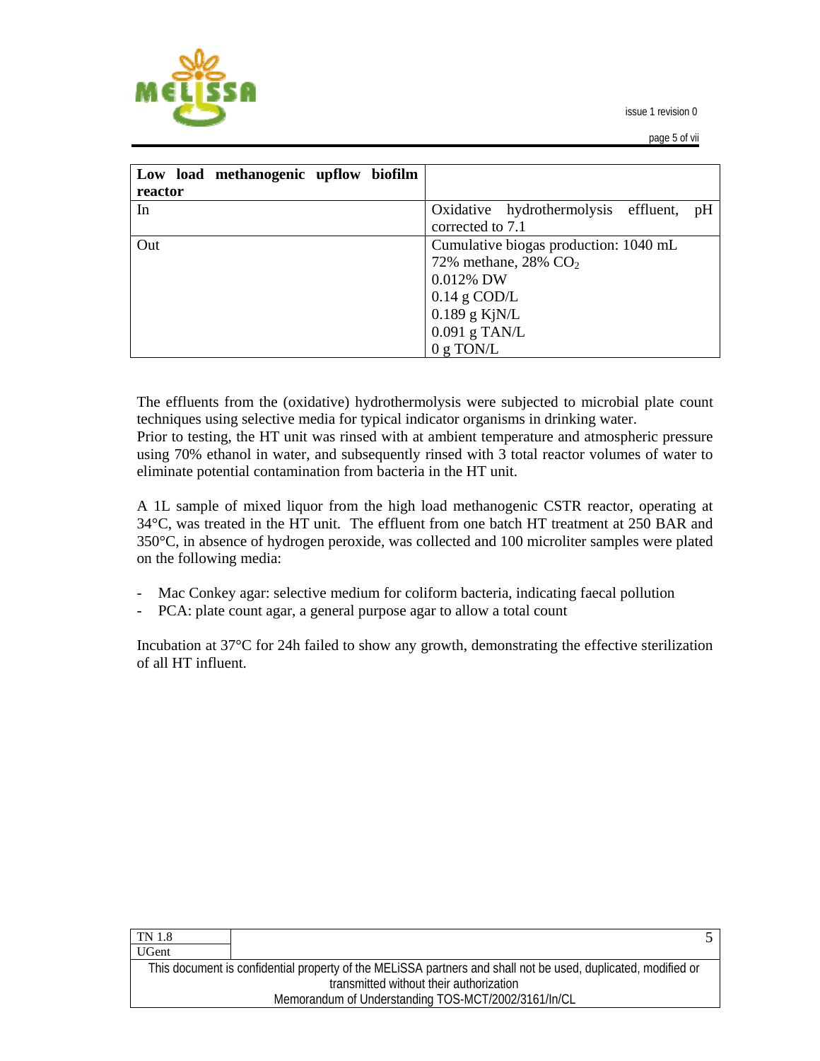| Low load methanogenic upflow biofilm reactor | |
|---|---|
| In | Oxidative hydrothermolysis effluent, pH corrected to 7.1 |
| Out | Cumulative biogas production: 1040 mL<br>72% methane, 28% $CO_2$<br>0.012% DW<br>0.14 g COD/L<br>0.189 g KjN/L<br>0.091 g TAN/L<br>0 g TON/L |

The effluents from the (oxidative) hydrothermolysis were subjected to microbial plate count techniques using selective media for typical indicator organisms in drinking water.
Prior to testing, the HT unit was rinsed with at ambient temperature and atmospheric pressure using 70% ethanol in water, and subsequently rinsed with 3 total reactor volumes of water to eliminate potential contamination from bacteria in the HT unit.

A 1L sample of mixed liquor from the high load methanogenic CSTR reactor, operating at 34°C, was treated in the HT unit. The effluent from one batch HT treatment at 250 BAR and 350°C, in absence of hydrogen peroxide, was collected and 100 microliter samples were plated on the following media:

- Mac Conkey agar: selective medium for coliform bacteria, indicating faecal pollution
- PCA: plate count agar, a general purpose agar to allow a total count

Incubation at 37°C for 24h failed to show any growth, demonstrating the effective sterilization of all HT influent.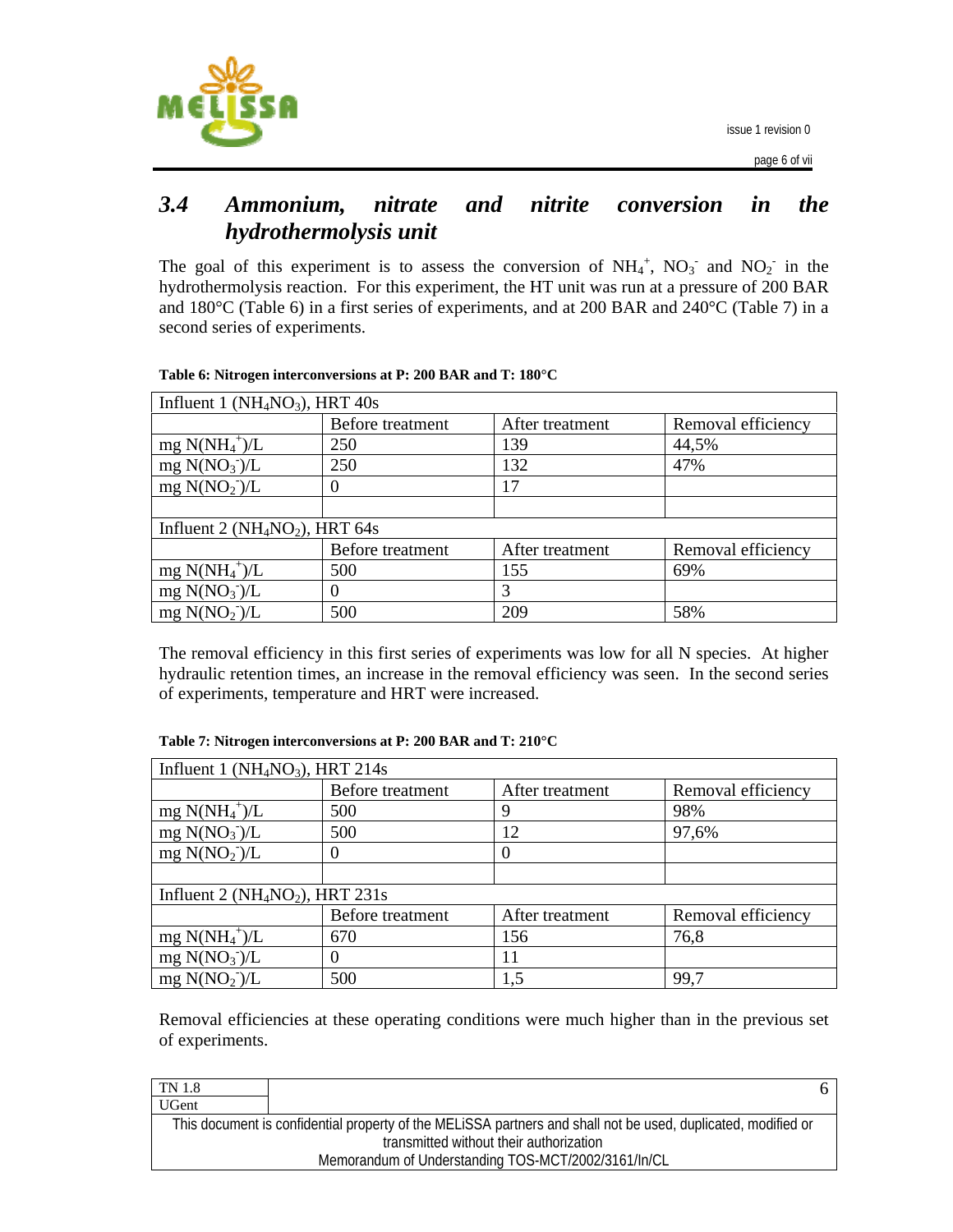## 3.4 Ammonium, nitrate and nitrite conversion in the hydrothermolysis unit

The goal of this experiment is to assess the conversion of $NH_4^+$, $NO_3^-$ and $NO_2^-$ in the hydrothermolysis reaction. For this experiment, the HT unit was run at a pressure of 200 BAR and 180°C (Table 6) in a first series of experiments, and at 200 BAR and 240°C (Table 7) in a second series of experiments.

**Table 6: Nitrogen interconversions at P: 200 BAR and T: 180°C**

| Influent 1 ($NH_4NO_3$), HRT 40s | | | |
|---|---|---|---|
| | Before treatment | After treatment | Removal efficiency |
| mg $N(NH_4^+)$/L | 250 | 139 | 44,5% |
| mg $N(NO_3^-)$/L | 250 | 132 | 47% |
| mg $N(NO_2^-)$/L | 0 | 17 | |
| | | | |
| Influent 2 ($NH_4NO_2$), HRT 64s | | | |
| | Before treatment | After treatment | Removal efficiency |
| mg $N(NH_4^+)$/L | 500 | 155 | 69% |
| mg $N(NO_3^-)$/L | 0 | 3 | |
| mg $N(NO_2^-)$/L | 500 | 209 | 58% |

The removal efficiency in this first series of experiments was low for all N species. At higher hydraulic retention times, an increase in the removal efficiency was seen. In the second series of experiments, temperature and HRT were increased.

**Table 7: Nitrogen interconversions at P: 200 BAR and T: 210°C**

| Influent 1 ($NH_4NO_3$), HRT 214s | | | |
|---|---|---|---|
| | Before treatment | After treatment | Removal efficiency |
| mg $N(NH_4^+)$/L | 500 | 9 | 98% |
| mg $N(NO_3^-)$/L | 500 | 12 | 97,6% |
| mg $N(NO_2^-)$/L | 0 | 0 | |
| | | | |
| Influent 2 ($NH_4NO_2$), HRT 231s | | | |
| | Before treatment | After treatment | Removal efficiency |
| mg $N(NH_4^+)$/L | 670 | 156 | 76,8 |
| mg $N(NO_3^-)$/L | 0 | 11 | |
| mg $N(NO_2^-)$/L | 500 | 1,5 | 99,7 |

Removal efficiencies at these operating conditions were much higher than in the previous set of experiments.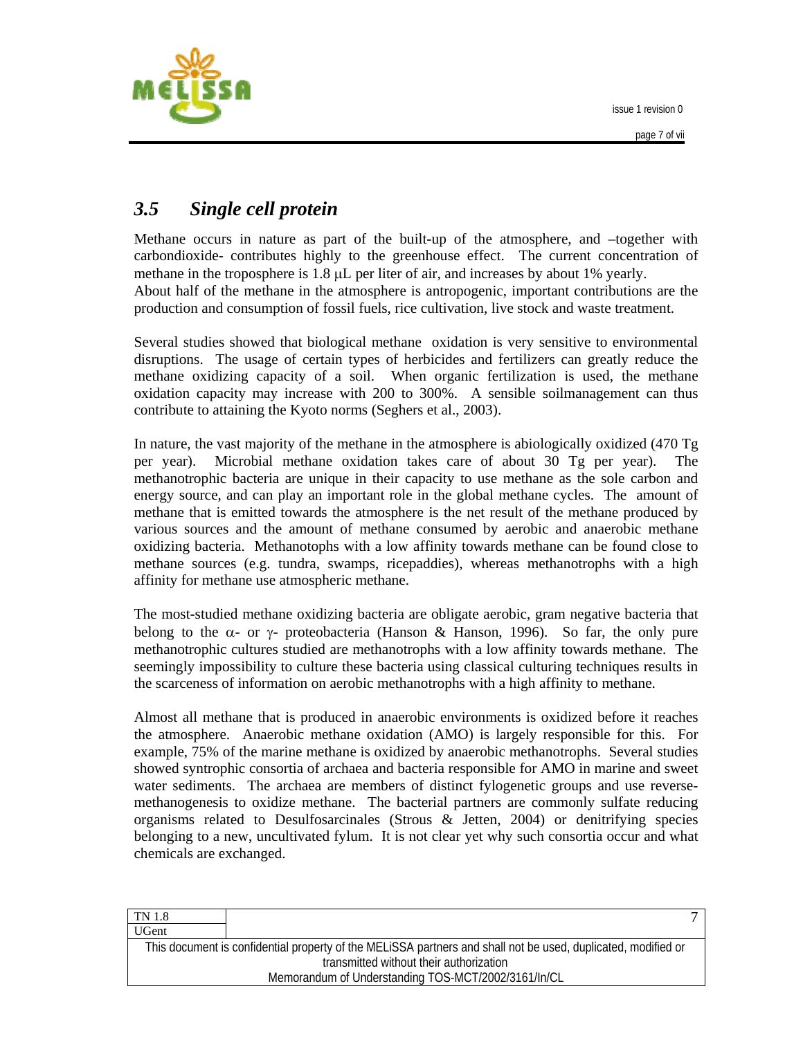## *3.5 Single cell protein*

Methane occurs in nature as part of the built-up of the atmosphere, and –together with carbondioxide- contributes highly to the greenhouse effect. The current concentration of methane in the troposphere is 1.8 μL per liter of air, and increases by about 1% yearly.
About half of the methane in the atmosphere is antropogenic, important contributions are the production and consumption of fossil fuels, rice cultivation, live stock and waste treatment.

Several studies showed that biological methane oxidation is very sensitive to environmental disruptions. The usage of certain types of herbicides and fertilizers can greatly reduce the methane oxidizing capacity of a soil. When organic fertilization is used, the methane oxidation capacity may increase with 200 to 300%. A sensible soilmanagement can thus contribute to attaining the Kyoto norms (Seghers et al., 2003).

In nature, the vast majority of the methane in the atmosphere is abiologically oxidized (470 Tg per year). Microbial methane oxidation takes care of about 30 Tg per year). The methanotrophic bacteria are unique in their capacity to use methane as the sole carbon and energy source, and can play an important role in the global methane cycles. The amount of methane that is emitted towards the atmosphere is the net result of the methane produced by various sources and the amount of methane consumed by aerobic and anaerobic methane oxidizing bacteria. Methanotophs with a low affinity towards methane can be found close to methane sources (e.g. tundra, swamps, ricepaddies), whereas methanotrophs with a high affinity for methane use atmospheric methane.

The most-studied methane oxidizing bacteria are obligate aerobic, gram negative bacteria that belong to the α- or γ- proteobacteria (Hanson & Hanson, 1996). So far, the only pure methanotrophic cultures studied are methanotrophs with a low affinity towards methane. The seemingly impossibility to culture these bacteria using classical culturing techniques results in the scarceness of information on aerobic methanotrophs with a high affinity to methane.

Almost all methane that is produced in anaerobic environments is oxidized before it reaches the atmosphere. Anaerobic methane oxidation (AMO) is largely responsible for this. For example, 75% of the marine methane is oxidized by anaerobic methanotrophs. Several studies showed syntrophic consortia of archaea and bacteria responsible for AMO in marine and sweet water sediments. The archaea are members of distinct fylogenetic groups and use reverse-methanogenesis to oxidize methane. The bacterial partners are commonly sulfate reducing organisms related to Desulfosarcinales (Strous & Jetten, 2004) or denitrifying species belonging to a new, uncultivated fylum. It is not clear yet why such consortia occur and what chemicals are exchanged.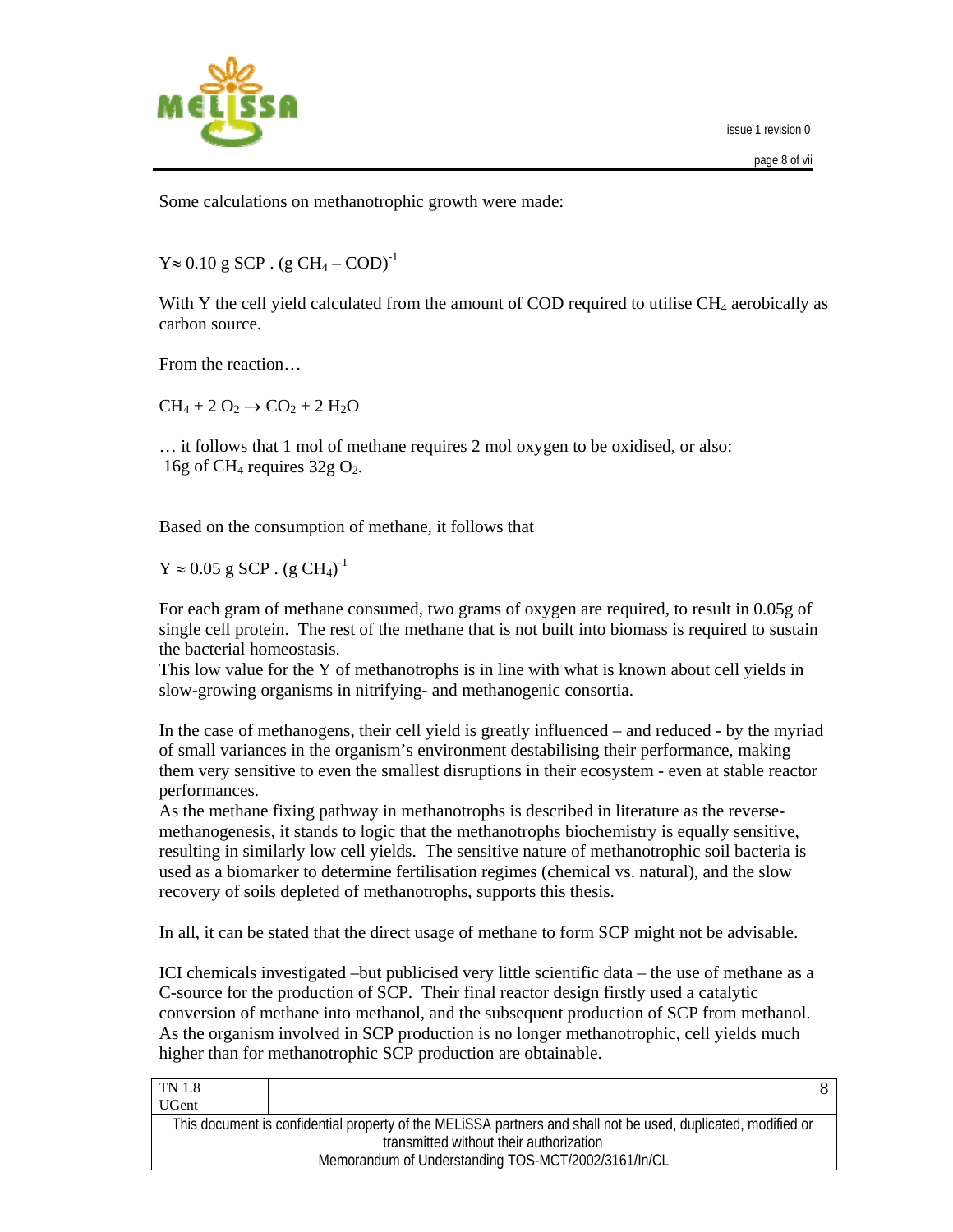Some calculations on methanotrophic growth were made:

$Y \approx 0.10$ g SCP . (g $CH_4$ – COD)$^{-1}$

With Y the cell yield calculated from the amount of COD required to utilise $CH_4$ aerobically as carbon source.

From the reaction…

$CH_4 + 2\ O_2 \rightarrow CO_2 + 2\ H_2O$

… it follows that 1 mol of methane requires 2 mol oxygen to be oxidised, or also: 16g of $CH_4$ requires 32g $O_2$.

Based on the consumption of methane, it follows that

$Y \approx 0.05$ g SCP . (g $CH_4$)$^{-1}$

For each gram of methane consumed, two grams of oxygen are required, to result in 0.05g of single cell protein. The rest of the methane that is not built into biomass is required to sustain the bacterial homeostasis.
This low value for the Y of methanotrophs is in line with what is known about cell yields in slow-growing organisms in nitrifying- and methanogenic consortia.

In the case of methanogens, their cell yield is greatly influenced – and reduced - by the myriad of small variances in the organism's environment destabilising their performance, making them very sensitive to even the smallest disruptions in their ecosystem - even at stable reactor performances.
As the methane fixing pathway in methanotrophs is described in literature as the reverse-methanogenesis, it stands to logic that the methanotrophs biochemistry is equally sensitive, resulting in similarly low cell yields. The sensitive nature of methanotrophic soil bacteria is used as a biomarker to determine fertilisation regimes (chemical vs. natural), and the slow recovery of soils depleted of methanotrophs, supports this thesis.

In all, it can be stated that the direct usage of methane to form SCP might not be advisable.

ICI chemicals investigated –but publicised very little scientific data – the use of methane as a C-source for the production of SCP. Their final reactor design firstly used a catalytic conversion of methane into methanol, and the subsequent production of SCP from methanol. As the organism involved in SCP production is no longer methanotrophic, cell yields much higher than for methanotrophic SCP production are obtainable.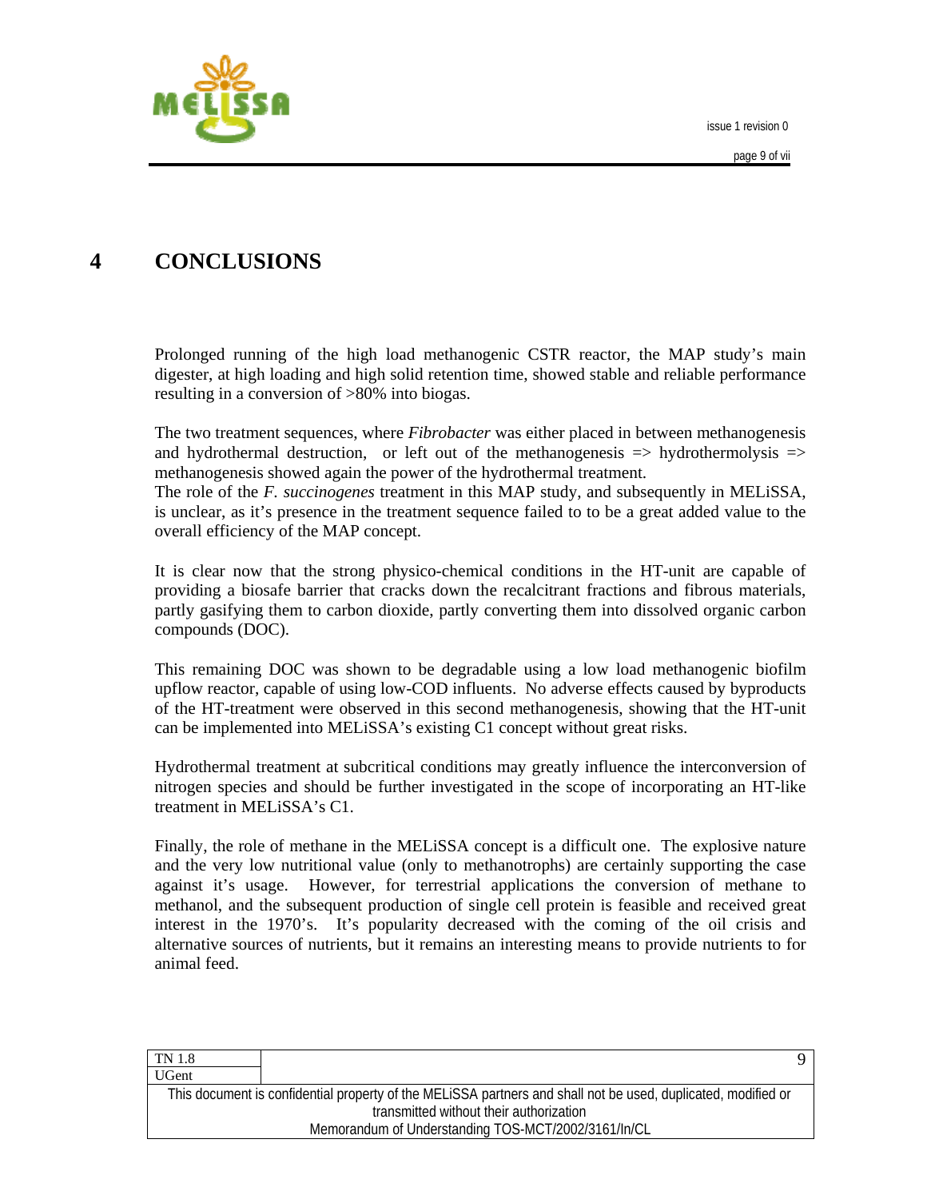# 4 CONCLUSIONS

Prolonged running of the high load methanogenic CSTR reactor, the MAP study's main digester, at high loading and high solid retention time, showed stable and reliable performance resulting in a conversion of >80% into biogas.

The two treatment sequences, where *Fibrobacter* was either placed in between methanogenesis and hydrothermal destruction, or left out of the methanogenesis => hydrothermolysis => methanogenesis showed again the power of the hydrothermal treatment.
The role of the *F. succinogenes* treatment in this MAP study, and subsequently in MELiSSA, is unclear, as it's presence in the treatment sequence failed to to be a great added value to the overall efficiency of the MAP concept.

It is clear now that the strong physico-chemical conditions in the HT-unit are capable of providing a biosafe barrier that cracks down the recalcitrant fractions and fibrous materials, partly gasifying them to carbon dioxide, partly converting them into dissolved organic carbon compounds (DOC).

This remaining DOC was shown to be degradable using a low load methanogenic biofilm upflow reactor, capable of using low-COD influents. No adverse effects caused by byproducts of the HT-treatment were observed in this second methanogenesis, showing that the HT-unit can be implemented into MELiSSA's existing C1 concept without great risks.

Hydrothermal treatment at subcritical conditions may greatly influence the interconversion of nitrogen species and should be further investigated in the scope of incorporating an HT-like treatment in MELiSSA's C1.

Finally, the role of methane in the MELiSSA concept is a difficult one. The explosive nature and the very low nutritional value (only to methanotrophs) are certainly supporting the case against it's usage. However, for terrestrial applications the conversion of methane to methanol, and the subsequent production of single cell protein is feasible and received great interest in the 1970's. It's popularity decreased with the coming of the oil crisis and alternative sources of nutrients, but it remains an interesting means to provide nutrients to for animal feed.